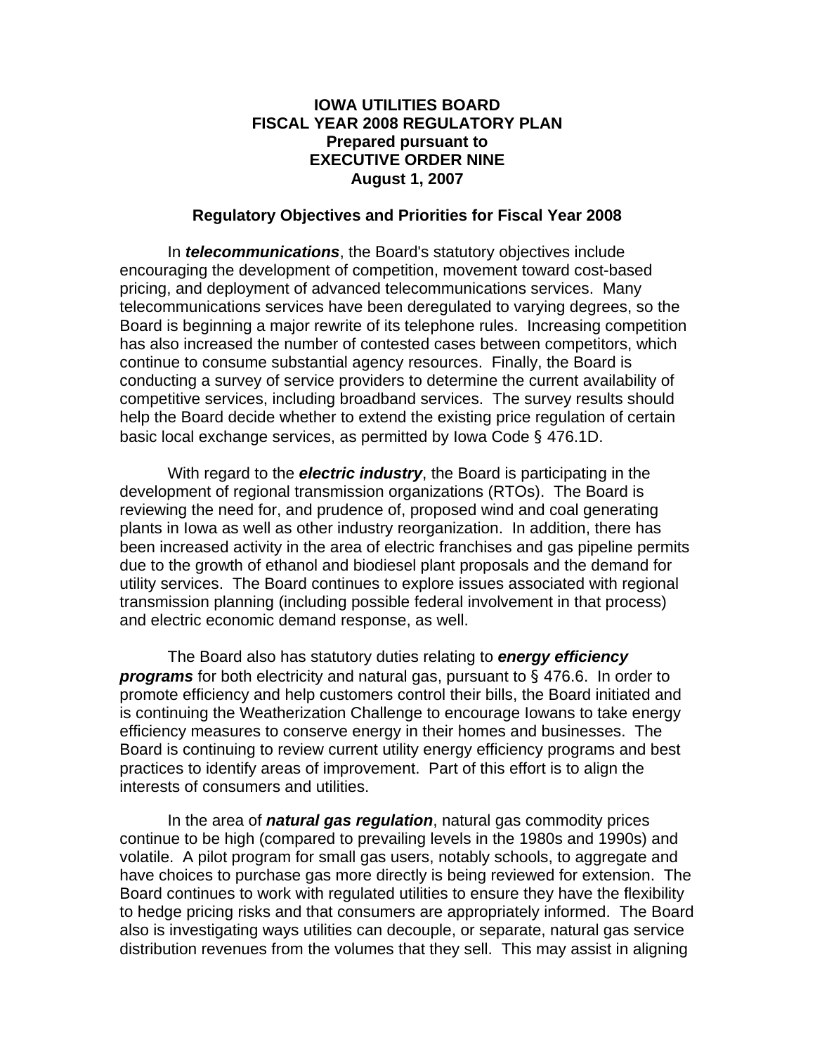# IOWA UTILITIES BOARD
# FISCAL YEAR 2008 REGULATORY PLAN
# Prepared pursuant to
# EXECUTIVE ORDER NINE
# August 1, 2007

## Regulatory Objectives and Priorities for Fiscal Year 2008

In ***telecommunications***, the Board's statutory objectives include encouraging the development of competition, movement toward cost-based pricing, and deployment of advanced telecommunications services. Many telecommunications services have been deregulated to varying degrees, so the Board is beginning a major rewrite of its telephone rules. Increasing competition has also increased the number of contested cases between competitors, which continue to consume substantial agency resources. Finally, the Board is conducting a survey of service providers to determine the current availability of competitive services, including broadband services. The survey results should help the Board decide whether to extend the existing price regulation of certain basic local exchange services, as permitted by Iowa Code § 476.1D.

With regard to the ***electric industry***, the Board is participating in the development of regional transmission organizations (RTOs). The Board is reviewing the need for, and prudence of, proposed wind and coal generating plants in Iowa as well as other industry reorganization. In addition, there has been increased activity in the area of electric franchises and gas pipeline permits due to the growth of ethanol and biodiesel plant proposals and the demand for utility services. The Board continues to explore issues associated with regional transmission planning (including possible federal involvement in that process) and electric economic demand response, as well.

The Board also has statutory duties relating to ***energy efficiency programs*** for both electricity and natural gas, pursuant to § 476.6. In order to promote efficiency and help customers control their bills, the Board initiated and is continuing the Weatherization Challenge to encourage Iowans to take energy efficiency measures to conserve energy in their homes and businesses. The Board is continuing to review current utility energy efficiency programs and best practices to identify areas of improvement. Part of this effort is to align the interests of consumers and utilities.

In the area of ***natural gas regulation***, natural gas commodity prices continue to be high (compared to prevailing levels in the 1980s and 1990s) and volatile. A pilot program for small gas users, notably schools, to aggregate and have choices to purchase gas more directly is being reviewed for extension. The Board continues to work with regulated utilities to ensure they have the flexibility to hedge pricing risks and that consumers are appropriately informed. The Board also is investigating ways utilities can decouple, or separate, natural gas service distribution revenues from the volumes that they sell. This may assist in aligning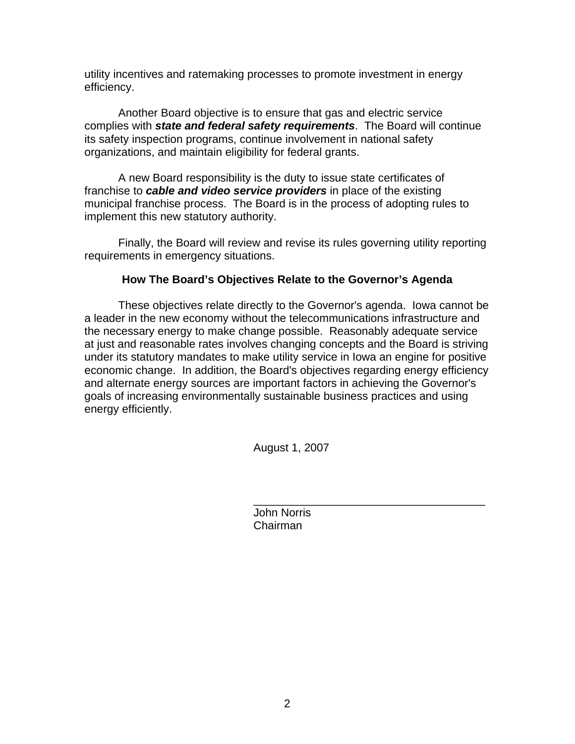utility incentives and ratemaking processes to promote investment in energy efficiency.

Another Board objective is to ensure that gas and electric service complies with ***state and federal safety requirements***. The Board will continue its safety inspection programs, continue involvement in national safety organizations, and maintain eligibility for federal grants.

A new Board responsibility is the duty to issue state certificates of franchise to ***cable and video service providers*** in place of the existing municipal franchise process. The Board is in the process of adopting rules to implement this new statutory authority.

Finally, the Board will review and revise its rules governing utility reporting requirements in emergency situations.

**How The Board's Objectives Relate to the Governor's Agenda**

These objectives relate directly to the Governor's agenda. Iowa cannot be a leader in the new economy without the telecommunications infrastructure and the necessary energy to make change possible. Reasonably adequate service at just and reasonable rates involves changing concepts and the Board is striving under its statutory mandates to make utility service in Iowa an engine for positive economic change. In addition, the Board's objectives regarding energy efficiency and alternate energy sources are important factors in achieving the Governor's goals of increasing environmentally sustainable business practices and using energy efficiently.

August 1, 2007

_____________________________________

John Norris
Chairman